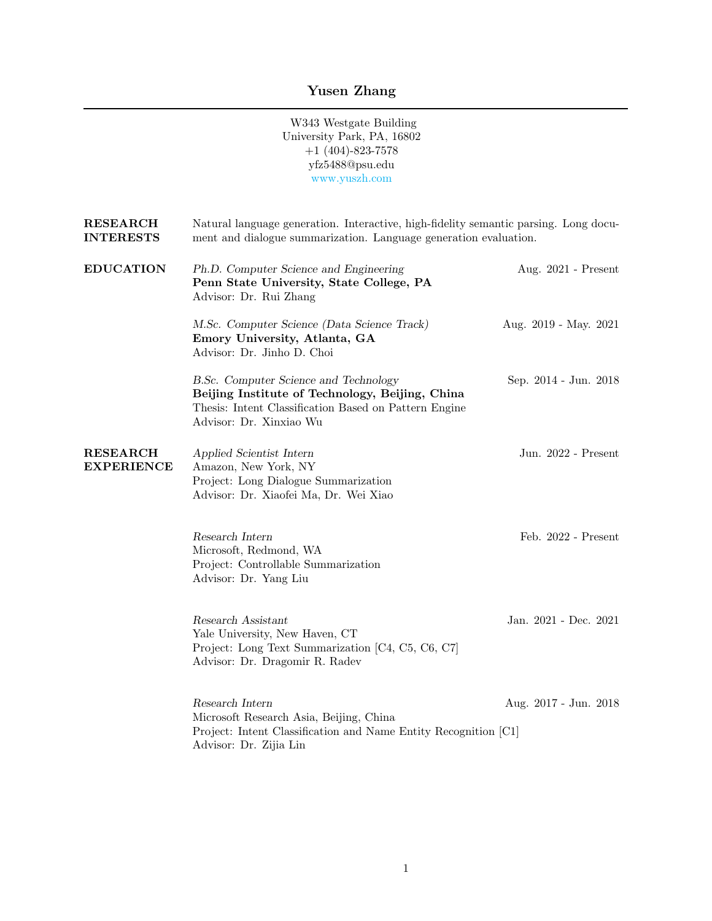# Yusen Zhang

W343 Westgate Building
University Park, PA, 16802
+1 (404)-823-7578
yfz5488@psu.edu
www.yuszh.com

## RESEARCH INTERESTS

Natural language generation. Interactive, high-fidelity semantic parsing. Long document and dialogue summarization. Language generation evaluation.

## EDUCATION

*Ph.D. Computer Science and Engineering* — Aug. 2021 - Present
**Penn State University, State College, PA**
Advisor: Dr. Rui Zhang

*M.Sc. Computer Science (Data Science Track)* — Aug. 2019 - May. 2021
**Emory University, Atlanta, GA**
Advisor: Dr. Jinho D. Choi

*B.Sc. Computer Science and Technology* — Sep. 2014 - Jun. 2018
**Beijing Institute of Technology, Beijing, China**
Thesis: Intent Classification Based on Pattern Engine
Advisor: Dr. Xinxiao Wu

## RESEARCH EXPERIENCE

*Applied Scientist Intern* — Jun. 2022 - Present
Amazon, New York, NY
Project: Long Dialogue Summarization
Advisor: Dr. Xiaofei Ma, Dr. Wei Xiao

*Research Intern* — Feb. 2022 - Present
Microsoft, Redmond, WA
Project: Controllable Summarization
Advisor: Dr. Yang Liu

*Research Assistant* — Jan. 2021 - Dec. 2021
Yale University, New Haven, CT
Project: Long Text Summarization [C4, C5, C6, C7]
Advisor: Dr. Dragomir R. Radev

*Research Intern* — Aug. 2017 - Jun. 2018
Microsoft Research Asia, Beijing, China
Project: Intent Classification and Name Entity Recognition [C1]
Advisor: Dr. Zijia Lin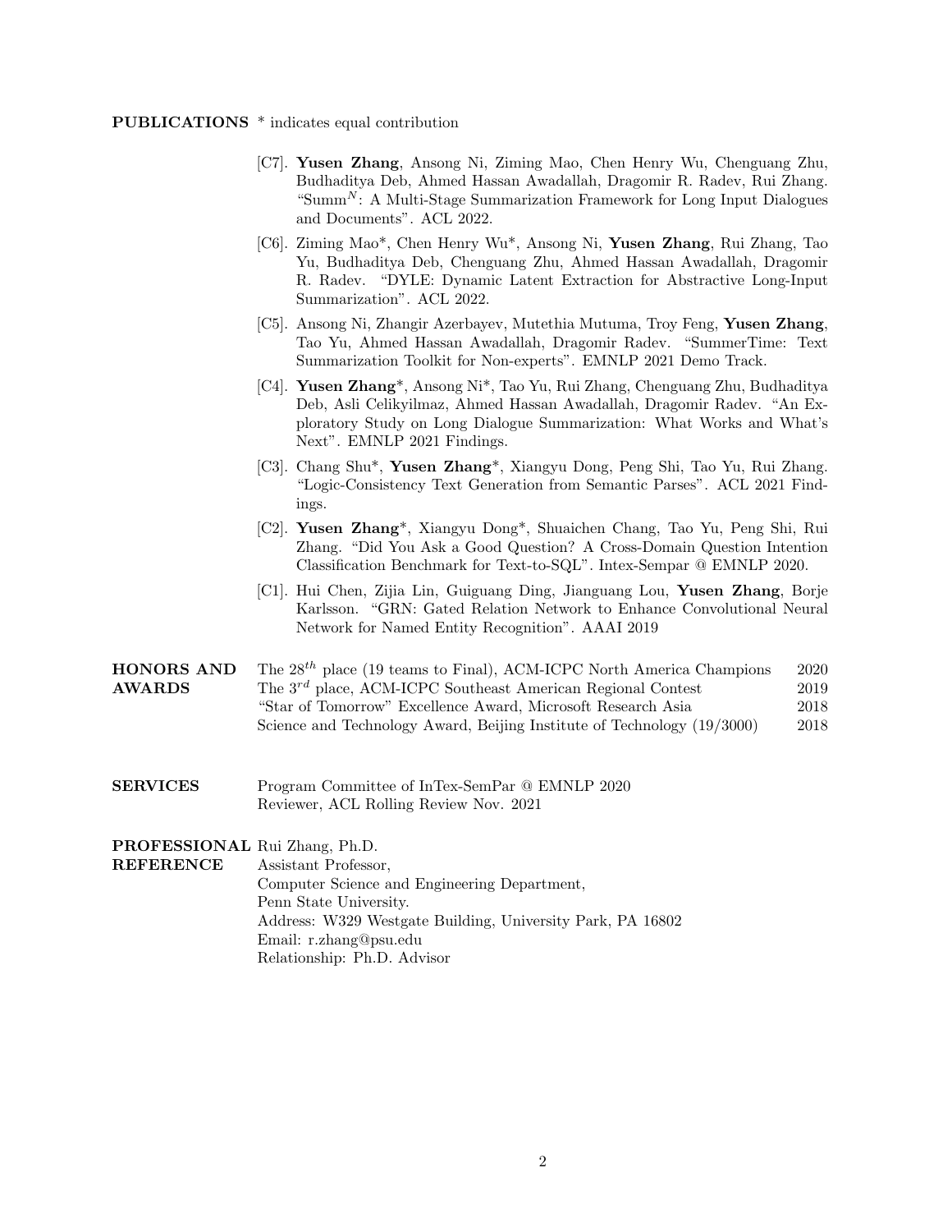## PUBLICATIONS

* indicates equal contribution

[C7]. **Yusen Zhang**, Ansong Ni, Ziming Mao, Chen Henry Wu, Chenguang Zhu, Budhaditya Deb, Ahmed Hassan Awadallah, Dragomir R. Radev, Rui Zhang. "Summ$^N$: A Multi-Stage Summarization Framework for Long Input Dialogues and Documents". ACL 2022.

[C6]. Ziming Mao*, Chen Henry Wu*, Ansong Ni, **Yusen Zhang**, Rui Zhang, Tao Yu, Budhaditya Deb, Chenguang Zhu, Ahmed Hassan Awadallah, Dragomir R. Radev. "DYLE: Dynamic Latent Extraction for Abstractive Long-Input Summarization". ACL 2022.

[C5]. Ansong Ni, Zhangir Azerbayev, Mutethia Mutuma, Troy Feng, **Yusen Zhang**, Tao Yu, Ahmed Hassan Awadallah, Dragomir Radev. "SummerTime: Text Summarization Toolkit for Non-experts". EMNLP 2021 Demo Track.

[C4]. **Yusen Zhang***, Ansong Ni*, Tao Yu, Rui Zhang, Chenguang Zhu, Budhaditya Deb, Asli Celikyilmaz, Ahmed Hassan Awadallah, Dragomir Radev. "An Exploratory Study on Long Dialogue Summarization: What Works and What's Next". EMNLP 2021 Findings.

[C3]. Chang Shu*, **Yusen Zhang***, Xiangyu Dong, Peng Shi, Tao Yu, Rui Zhang. "Logic-Consistency Text Generation from Semantic Parses". ACL 2021 Findings.

[C2]. **Yusen Zhang***, Xiangyu Dong*, Shuaichen Chang, Tao Yu, Peng Shi, Rui Zhang. "Did You Ask a Good Question? A Cross-Domain Question Intention Classification Benchmark for Text-to-SQL". Intex-Sempar @ EMNLP 2020.

[C1]. Hui Chen, Zijia Lin, Guiguang Ding, Jianguang Lou, **Yusen Zhang**, Borje Karlsson. "GRN: Gated Relation Network to Enhance Convolutional Neural Network for Named Entity Recognition". AAAI 2019

## HONORS AND AWARDS

| | |
|---|---|
| The $28^{th}$ place (19 teams to Final), ACM-ICPC North America Champions | 2020 |
| The $3^{rd}$ place, ACM-ICPC Southeast American Regional Contest | 2019 |
| "Star of Tomorrow" Excellence Award, Microsoft Research Asia | 2018 |
| Science and Technology Award, Beijing Institute of Technology (19/3000) | 2018 |

## SERVICES

Program Committee of InTex-SemPar @ EMNLP 2020
Reviewer, ACL Rolling Review Nov. 2021

## PROFESSIONAL REFERENCE

Rui Zhang, Ph.D.
Assistant Professor,
Computer Science and Engineering Department,
Penn State University.
Address: W329 Westgate Building, University Park, PA 16802
Email: r.zhang@psu.edu
Relationship: Ph.D. Advisor